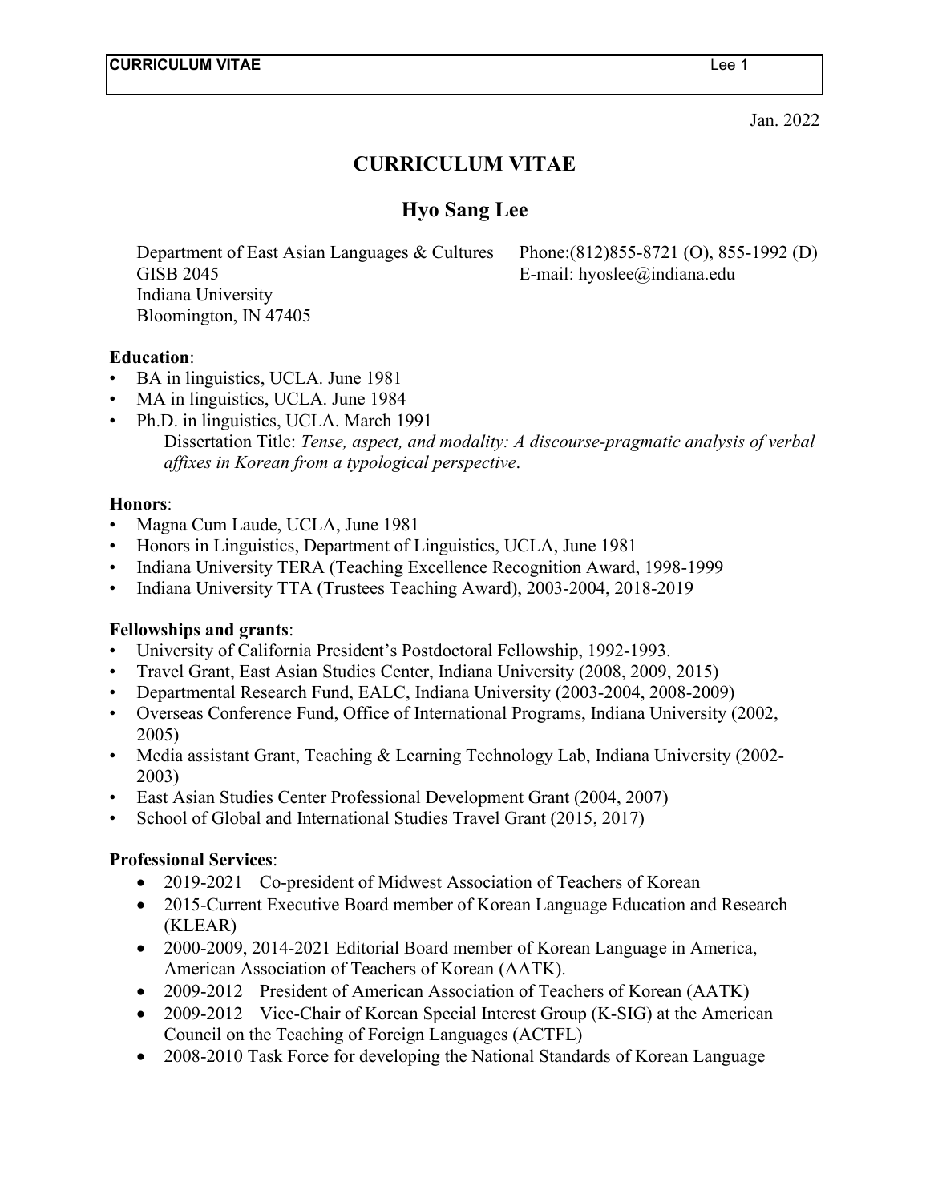Jan. 2022

# CURRICULUM VITAE

## Hyo Sang Lee

Department of East Asian Languages & Cultures
GISB 2045
Indiana University
Bloomington, IN 47405

Phone:(812)855-8721 (O), 855-1992 (D)
E-mail: hyoslee@indiana.edu

**Education**:

- BA in linguistics, UCLA. June 1981
- MA in linguistics, UCLA. June 1984
- Ph.D. in linguistics, UCLA. March 1991
  Dissertation Title: *Tense, aspect, and modality: A discourse-pragmatic analysis of verbal affixes in Korean from a typological perspective*.

**Honors**:

- Magna Cum Laude, UCLA, June 1981
- Honors in Linguistics, Department of Linguistics, UCLA, June 1981
- Indiana University TERA (Teaching Excellence Recognition Award, 1998-1999
- Indiana University TTA (Trustees Teaching Award), 2003-2004, 2018-2019

**Fellowships and grants**:

- University of California President's Postdoctoral Fellowship, 1992-1993.
- Travel Grant, East Asian Studies Center, Indiana University (2008, 2009, 2015)
- Departmental Research Fund, EALC, Indiana University (2003-2004, 2008-2009)
- Overseas Conference Fund, Office of International Programs, Indiana University (2002, 2005)
- Media assistant Grant, Teaching & Learning Technology Lab, Indiana University (2002-2003)
- East Asian Studies Center Professional Development Grant (2004, 2007)
- School of Global and International Studies Travel Grant (2015, 2017)

**Professional Services**:

- 2019-2021 Co-president of Midwest Association of Teachers of Korean
- 2015-Current Executive Board member of Korean Language Education and Research (KLEAR)
- 2000-2009, 2014-2021 Editorial Board member of Korean Language in America, American Association of Teachers of Korean (AATK).
- 2009-2012 President of American Association of Teachers of Korean (AATK)
- 2009-2012 Vice-Chair of Korean Special Interest Group (K-SIG) at the American Council on the Teaching of Foreign Languages (ACTFL)
- 2008-2010 Task Force for developing the National Standards of Korean Language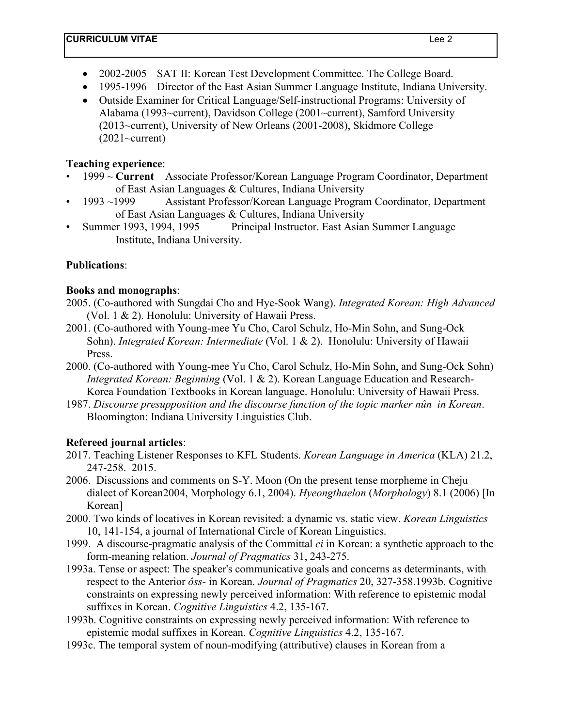- 2002-2005 SAT II: Korean Test Development Committee. The College Board.
- 1995-1996 Director of the East Asian Summer Language Institute, Indiana University.
- Outside Examiner for Critical Language/Self-instructional Programs: University of Alabama (1993~current), Davidson College (2001~current), Samford University (2013~current), University of New Orleans (2001-2008), Skidmore College (2021~current)

**Teaching experience**:

- 1999 ~ **Current** Associate Professor/Korean Language Program Coordinator, Department of East Asian Languages & Cultures, Indiana University
- 1993 ~1999 Assistant Professor/Korean Language Program Coordinator, Department of East Asian Languages & Cultures, Indiana University
- Summer 1993, 1994, 1995 Principal Instructor. East Asian Summer Language Institute, Indiana University.

**Publications**:

**Books and monographs**:

2005. (Co-authored with Sungdai Cho and Hye-Sook Wang). *Integrated Korean: High Advanced* (Vol. 1 & 2). Honolulu: University of Hawaii Press.

2001. (Co-authored with Young-mee Yu Cho, Carol Schulz, Ho-Min Sohn, and Sung-Ock Sohn). *Integrated Korean: Intermediate* (Vol. 1 & 2). Honolulu: University of Hawaii Press.

2000. (Co-authored with Young-mee Yu Cho, Carol Schulz, Ho-Min Sohn, and Sung-Ock Sohn) *Integrated Korean: Beginning* (Vol. 1 & 2). Korean Language Education and Research-Korea Foundation Textbooks in Korean language. Honolulu: University of Hawaii Press.

1987. *Discourse presupposition and the discourse function of the topic marker nûn in Korean*. Bloomington: Indiana University Linguistics Club.

**Refereed journal articles**:

2017. Teaching Listener Responses to KFL Students. *Korean Language in America* (KLA) 21.2, 247-258. 2015.

2006. Discussions and comments on S-Y. Moon (On the present tense morpheme in Cheju dialect of Korean2004, Morphology 6.1, 2004). *Hyeongthaelon* (*Morphology*) 8.1 (2006) [In Korean]

2000. Two kinds of locatives in Korean revisited: a dynamic vs. static view. *Korean Linguistics* 10, 141-154, a journal of International Circle of Korean Linguistics.

1999. A discourse-pragmatic analysis of the Committal *ci* in Korean: a synthetic approach to the form-meaning relation. *Journal of Pragmatics* 31, 243-275.

1993a. Tense or aspect: The speaker's communicative goals and concerns as determinants, with respect to the Anterior *ôss-* in Korean. *Journal of Pragmatics* 20, 327-358.1993b. Cognitive constraints on expressing newly perceived information: With reference to epistemic modal suffixes in Korean. *Cognitive Linguistics* 4.2, 135-167.

1993b. Cognitive constraints on expressing newly perceived information: With reference to epistemic modal suffixes in Korean. *Cognitive Linguistics* 4.2, 135-167.

1993c. The temporal system of noun-modifying (attributive) clauses in Korean from a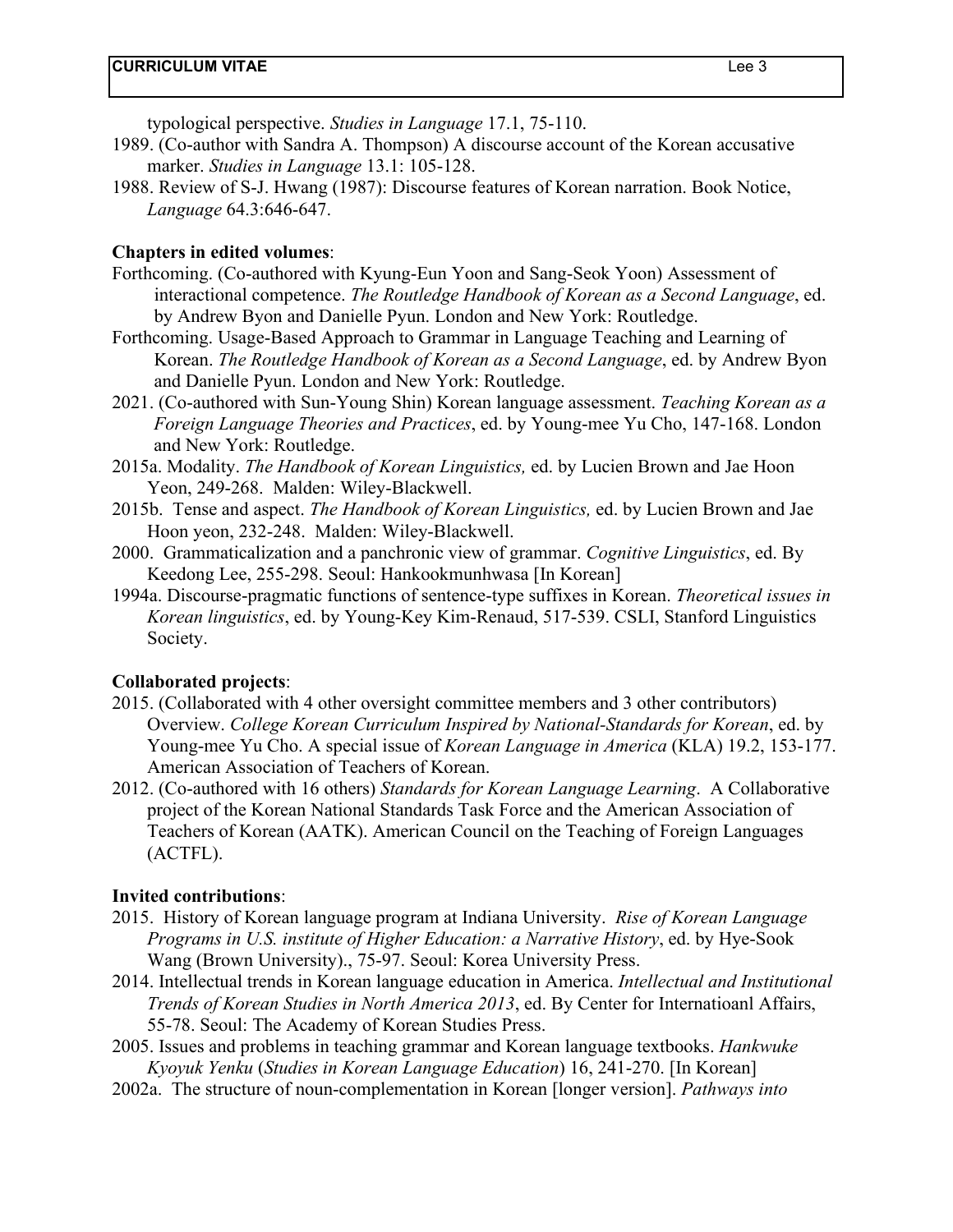typological perspective. *Studies in Language* 17.1, 75-110.

1989. (Co-author with Sandra A. Thompson) A discourse account of the Korean accusative marker. *Studies in Language* 13.1: 105-128.

1988. Review of S-J. Hwang (1987): Discourse features of Korean narration. Book Notice, *Language* 64.3:646-647.

**Chapters in edited volumes**:

Forthcoming. (Co-authored with Kyung-Eun Yoon and Sang-Seok Yoon) Assessment of interactional competence. *The Routledge Handbook of Korean as a Second Language*, ed. by Andrew Byon and Danielle Pyun. London and New York: Routledge.

Forthcoming. Usage-Based Approach to Grammar in Language Teaching and Learning of Korean. *The Routledge Handbook of Korean as a Second Language*, ed. by Andrew Byon and Danielle Pyun. London and New York: Routledge.

2021. (Co-authored with Sun-Young Shin) Korean language assessment. *Teaching Korean as a Foreign Language Theories and Practices*, ed. by Young-mee Yu Cho, 147-168. London and New York: Routledge.

2015a. Modality. *The Handbook of Korean Linguistics,* ed. by Lucien Brown and Jae Hoon Yeon, 249-268. Malden: Wiley-Blackwell.

2015b. Tense and aspect. *The Handbook of Korean Linguistics,* ed. by Lucien Brown and Jae Hoon yeon, 232-248. Malden: Wiley-Blackwell.

2000. Grammaticalization and a panchronic view of grammar. *Cognitive Linguistics*, ed. By Keedong Lee, 255-298. Seoul: Hankookmunhwasa [In Korean]

1994a. Discourse-pragmatic functions of sentence-type suffixes in Korean. *Theoretical issues in Korean linguistics*, ed. by Young-Key Kim-Renaud, 517-539. CSLI, Stanford Linguistics Society.

**Collaborated projects**:

2015. (Collaborated with 4 other oversight committee members and 3 other contributors) Overview. *College Korean Curriculum Inspired by National-Standards for Korean*, ed. by Young-mee Yu Cho. A special issue of *Korean Language in America* (KLA) 19.2, 153-177. American Association of Teachers of Korean.

2012. (Co-authored with 16 others) *Standards for Korean Language Learning*. A Collaborative project of the Korean National Standards Task Force and the American Association of Teachers of Korean (AATK). American Council on the Teaching of Foreign Languages (ACTFL).

**Invited contributions**:

2015. History of Korean language program at Indiana University. *Rise of Korean Language Programs in U.S. institute of Higher Education: a Narrative History*, ed. by Hye-Sook Wang (Brown University)., 75-97. Seoul: Korea University Press.

2014. Intellectual trends in Korean language education in America. *Intellectual and Institutional Trends of Korean Studies in North America 2013*, ed. By Center for Internatioanl Affairs, 55-78. Seoul: The Academy of Korean Studies Press.

2005. Issues and problems in teaching grammar and Korean language textbooks. *Hankwuke Kyoyuk Yenku* (*Studies in Korean Language Education*) 16, 241-270. [In Korean]

2002a. The structure of noun-complementation in Korean [longer version]. *Pathways into*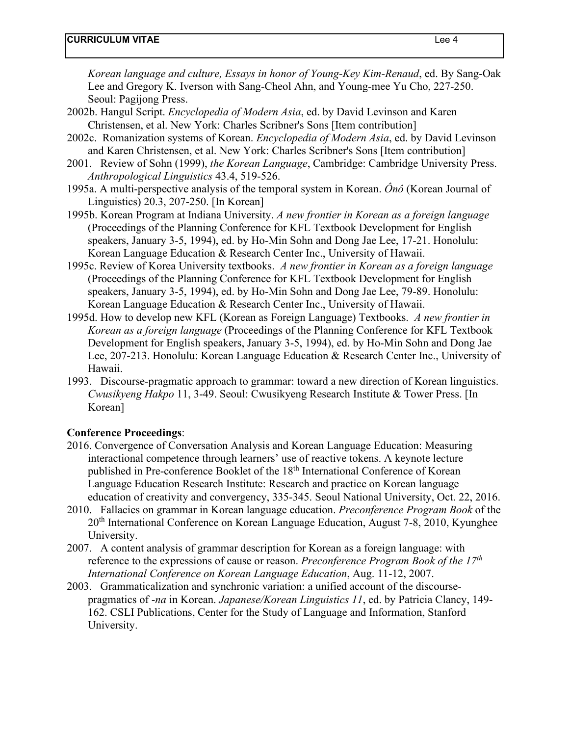*Korean language and culture, Essays in honor of Young-Key Kim-Renaud*, ed. By Sang-Oak Lee and Gregory K. Iverson with Sang-Cheol Ahn, and Young-mee Yu Cho, 227-250. Seoul: Pagijong Press.

2002b. Hangul Script. *Encyclopedia of Modern Asia*, ed. by David Levinson and Karen Christensen, et al. New York: Charles Scribner's Sons [Item contribution]

2002c. Romanization systems of Korean. *Encyclopedia of Modern Asia*, ed. by David Levinson and Karen Christensen, et al. New York: Charles Scribner's Sons [Item contribution]

2001. Review of Sohn (1999), *the Korean Language*, Cambridge: Cambridge University Press. *Anthropological Linguistics* 43.4, 519-526.

1995a. A multi-perspective analysis of the temporal system in Korean. *Ônô* (Korean Journal of Linguistics) 20.3, 207-250. [In Korean]

1995b. Korean Program at Indiana University. *A new frontier in Korean as a foreign language* (Proceedings of the Planning Conference for KFL Textbook Development for English speakers, January 3-5, 1994), ed. by Ho-Min Sohn and Dong Jae Lee, 17-21. Honolulu: Korean Language Education & Research Center Inc., University of Hawaii.

1995c. Review of Korea University textbooks. *A new frontier in Korean as a foreign language* (Proceedings of the Planning Conference for KFL Textbook Development for English speakers, January 3-5, 1994), ed. by Ho-Min Sohn and Dong Jae Lee, 79-89. Honolulu: Korean Language Education & Research Center Inc., University of Hawaii.

1995d. How to develop new KFL (Korean as Foreign Language) Textbooks. *A new frontier in Korean as a foreign language* (Proceedings of the Planning Conference for KFL Textbook Development for English speakers, January 3-5, 1994), ed. by Ho-Min Sohn and Dong Jae Lee, 207-213. Honolulu: Korean Language Education & Research Center Inc., University of Hawaii.

1993. Discourse-pragmatic approach to grammar: toward a new direction of Korean linguistics. *Cwusikyeng Hakpo* 11, 3-49. Seoul: Cwusikyeng Research Institute & Tower Press. [In Korean]

**Conference Proceedings**:

2016. Convergence of Conversation Analysis and Korean Language Education: Measuring interactional competence through learners' use of reactive tokens. A keynote lecture published in Pre-conference Booklet of the 18th International Conference of Korean Language Education Research Institute: Research and practice on Korean language education of creativity and convergency, 335-345. Seoul National University, Oct. 22, 2016.

2010. Fallacies on grammar in Korean language education. *Preconference Program Book* of the 20th International Conference on Korean Language Education, August 7-8, 2010, Kyunghee University.

2007. A content analysis of grammar description for Korean as a foreign language: with reference to the expressions of cause or reason. *Preconference Program Book of the 17th International Conference on Korean Language Education*, Aug. 11-12, 2007.

2003. Grammaticalization and synchronic variation: a unified account of the discourse-pragmatics of *-na* in Korean. *Japanese/Korean Linguistics 11*, ed. by Patricia Clancy, 149-162. CSLI Publications, Center for the Study of Language and Information, Stanford University.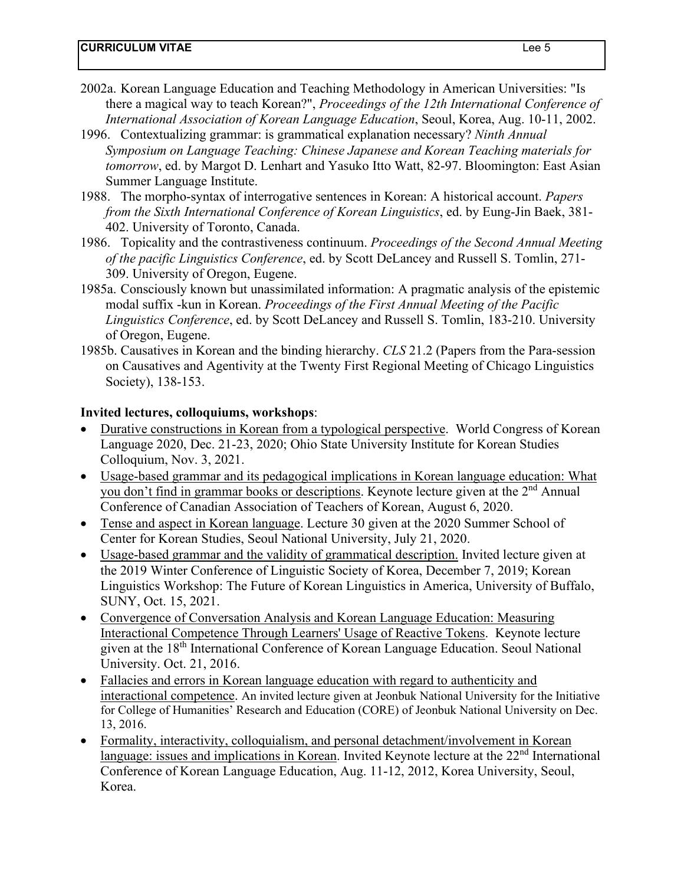2002a. Korean Language Education and Teaching Methodology in American Universities: "Is there a magical way to teach Korean?", *Proceedings of the 12th International Conference of International Association of Korean Language Education*, Seoul, Korea, Aug. 10-11, 2002.

1996. Contextualizing grammar: is grammatical explanation necessary? *Ninth Annual Symposium on Language Teaching: Chinese Japanese and Korean Teaching materials for tomorrow*, ed. by Margot D. Lenhart and Yasuko Itto Watt, 82-97. Bloomington: East Asian Summer Language Institute.

1988. The morpho-syntax of interrogative sentences in Korean: A historical account. *Papers from the Sixth International Conference of Korean Linguistics*, ed. by Eung-Jin Baek, 381-402. University of Toronto, Canada.

1986. Topicality and the contrastiveness continuum. *Proceedings of the Second Annual Meeting of the pacific Linguistics Conference*, ed. by Scott DeLancey and Russell S. Tomlin, 271-309. University of Oregon, Eugene.

1985a. Consciously known but unassimilated information: A pragmatic analysis of the epistemic modal suffix -kun in Korean. *Proceedings of the First Annual Meeting of the Pacific Linguistics Conference*, ed. by Scott DeLancey and Russell S. Tomlin, 183-210. University of Oregon, Eugene.

1985b. Causatives in Korean and the binding hierarchy. *CLS* 21.2 (Papers from the Para-session on Causatives and Agentivity at the Twenty First Regional Meeting of Chicago Linguistics Society), 138-153.

**Invited lectures, colloquiums, workshops**:

- Durative constructions in Korean from a typological perspective. World Congress of Korean Language 2020, Dec. 21-23, 2020; Ohio State University Institute for Korean Studies Colloquium, Nov. 3, 2021.
- Usage-based grammar and its pedagogical implications in Korean language education: What you don't find in grammar books or descriptions. Keynote lecture given at the 2nd Annual Conference of Canadian Association of Teachers of Korean, August 6, 2020.
- Tense and aspect in Korean language. Lecture 30 given at the 2020 Summer School of Center for Korean Studies, Seoul National University, July 21, 2020.
- Usage-based grammar and the validity of grammatical description. Invited lecture given at the 2019 Winter Conference of Linguistic Society of Korea, December 7, 2019; Korean Linguistics Workshop: The Future of Korean Linguistics in America, University of Buffalo, SUNY, Oct. 15, 2021.
- Convergence of Conversation Analysis and Korean Language Education: Measuring Interactional Competence Through Learners' Usage of Reactive Tokens. Keynote lecture given at the 18th International Conference of Korean Language Education. Seoul National University. Oct. 21, 2016.
- Fallacies and errors in Korean language education with regard to authenticity and interactional competence. An invited lecture given at Jeonbuk National University for the Initiative for College of Humanities' Research and Education (CORE) of Jeonbuk National University on Dec. 13, 2016.
- Formality, interactivity, colloquialism, and personal detachment/involvement in Korean language: issues and implications in Korean. Invited Keynote lecture at the 22nd International Conference of Korean Language Education, Aug. 11-12, 2012, Korea University, Seoul, Korea.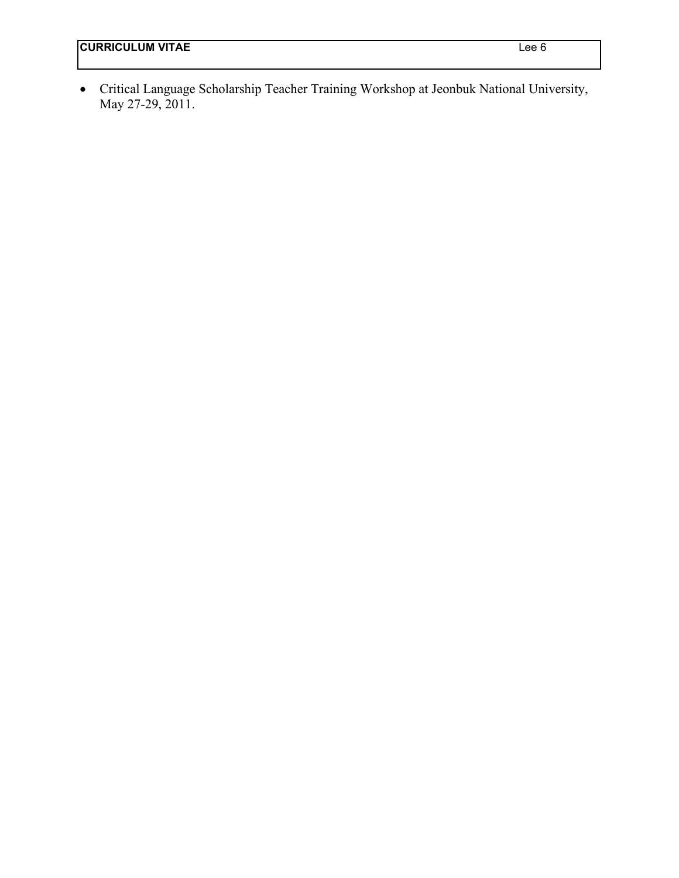- Critical Language Scholarship Teacher Training Workshop at Jeonbuk National University, May 27-29, 2011.